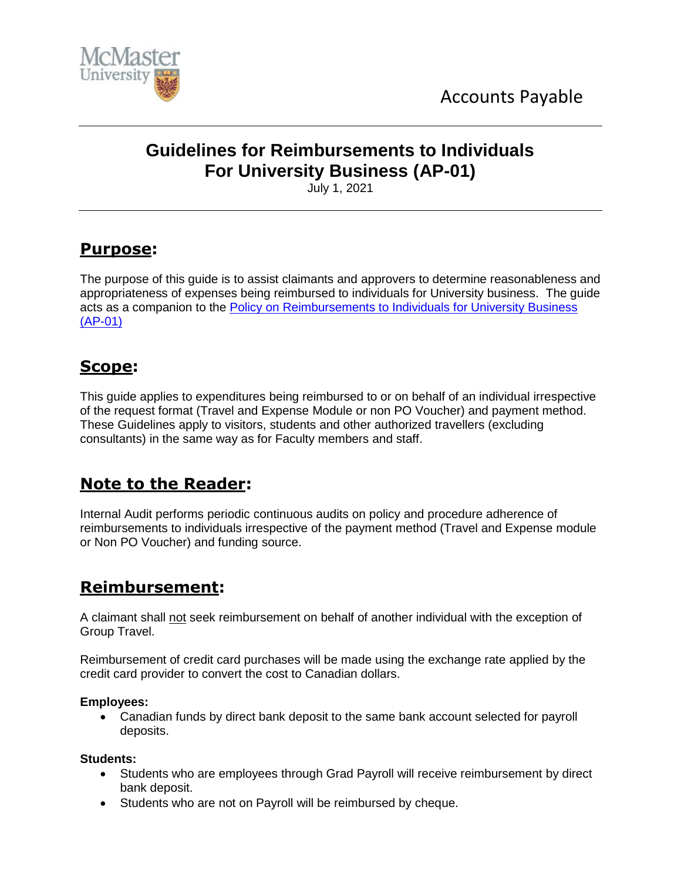McMaster University

Accounts Payable

# Guidelines for Reimbursements to Individuals For University Business (AP-01)

July 1, 2021

## Purpose:

The purpose of this guide is to assist claimants and approvers to determine reasonableness and appropriateness of expenses being reimbursed to individuals for University business. The guide acts as a companion to the [Policy on Reimbursements to Individuals for University Business (AP-01)]

## Scope:

This guide applies to expenditures being reimbursed to or on behalf of an individual irrespective of the request format (Travel and Expense Module or non PO Voucher) and payment method. These Guidelines apply to visitors, students and other authorized travellers (excluding consultants) in the same way as for Faculty members and staff.

## Note to the Reader:

Internal Audit performs periodic continuous audits on policy and procedure adherence of reimbursements to individuals irrespective of the payment method (Travel and Expense module or Non PO Voucher) and funding source.

## Reimbursement:

A claimant shall not seek reimbursement on behalf of another individual with the exception of Group Travel.

Reimbursement of credit card purchases will be made using the exchange rate applied by the credit card provider to convert the cost to Canadian dollars.

**Employees:**

- Canadian funds by direct bank deposit to the same bank account selected for payroll deposits.

**Students:**

- Students who are employees through Grad Payroll will receive reimbursement by direct bank deposit.
- Students who are not on Payroll will be reimbursed by cheque.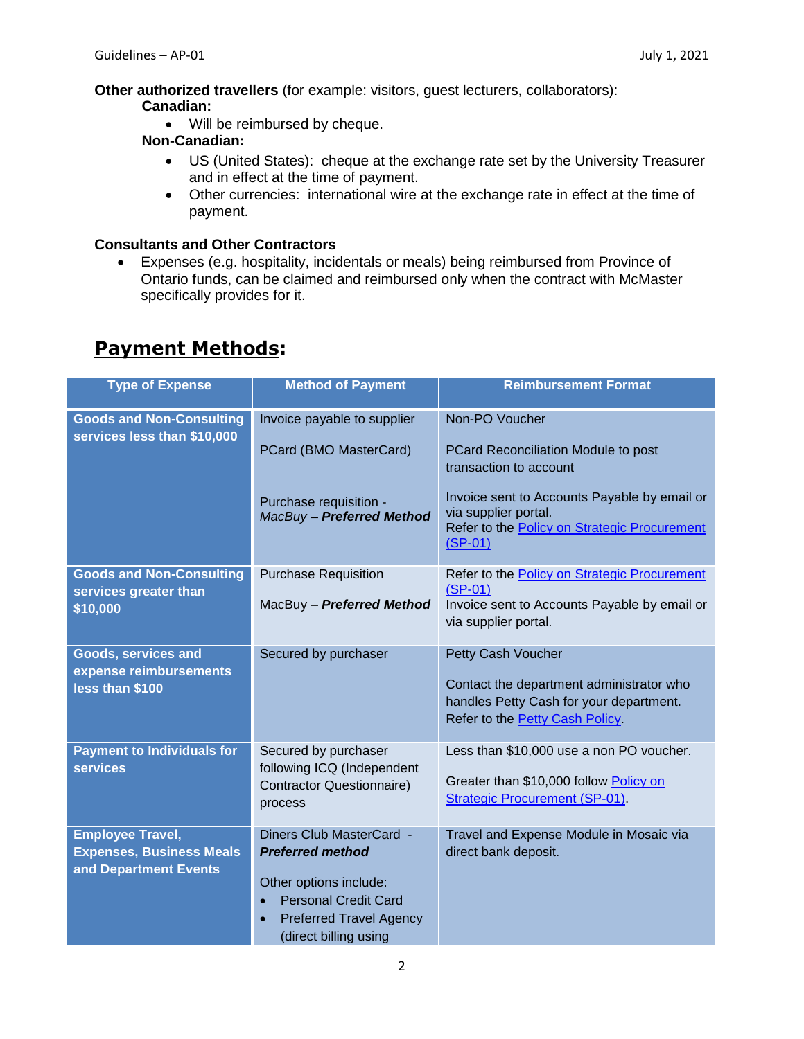**Other authorized travellers** (for example: visitors, guest lecturers, collaborators):

**Canadian:**

- Will be reimbursed by cheque.

**Non-Canadian:**

- US (United States): cheque at the exchange rate set by the University Treasurer and in effect at the time of payment.
- Other currencies: international wire at the exchange rate in effect at the time of payment.

**Consultants and Other Contractors**

- Expenses (e.g. hospitality, incidentals or meals) being reimbursed from Province of Ontario funds, can be claimed and reimbursed only when the contract with McMaster specifically provides for it.

## Payment Methods:

| Type of Expense | Method of Payment | Reimbursement Format |
|---|---|---|
| **Goods and Non-Consulting services less than $10,000** | Invoice payable to supplier<br><br>PCard (BMO MasterCard)<br><br>Purchase requisition - *MacBuy* ***– Preferred Method*** | Non-PO Voucher<br><br>PCard Reconciliation Module to post transaction to account<br><br>Invoice sent to Accounts Payable by email or via supplier portal. Refer to the Policy on Strategic Procurement (SP-01) |
| **Goods and Non-Consulting services greater than $10,000** | Purchase Requisition<br><br>MacBuy – ***Preferred Method*** | Refer to the Policy on Strategic Procurement (SP-01)<br>Invoice sent to Accounts Payable by email or via supplier portal. |
| **Goods, services and expense reimbursements less than $100** | Secured by purchaser | Petty Cash Voucher<br><br>Contact the department administrator who handles Petty Cash for your department. Refer to the Petty Cash Policy. |
| **Payment to Individuals for services** | Secured by purchaser following ICQ (Independent Contractor Questionnaire) process | Less than $10,000 use a non PO voucher.<br><br>Greater than $10,000 follow Policy on Strategic Procurement (SP-01). |
| **Employee Travel, Expenses, Business Meals and Department Events** | Diners Club MasterCard - ***Preferred method***<br><br>Other options include:<br>• Personal Credit Card<br>• Preferred Travel Agency (direct billing using | Travel and Expense Module in Mosaic via direct bank deposit. |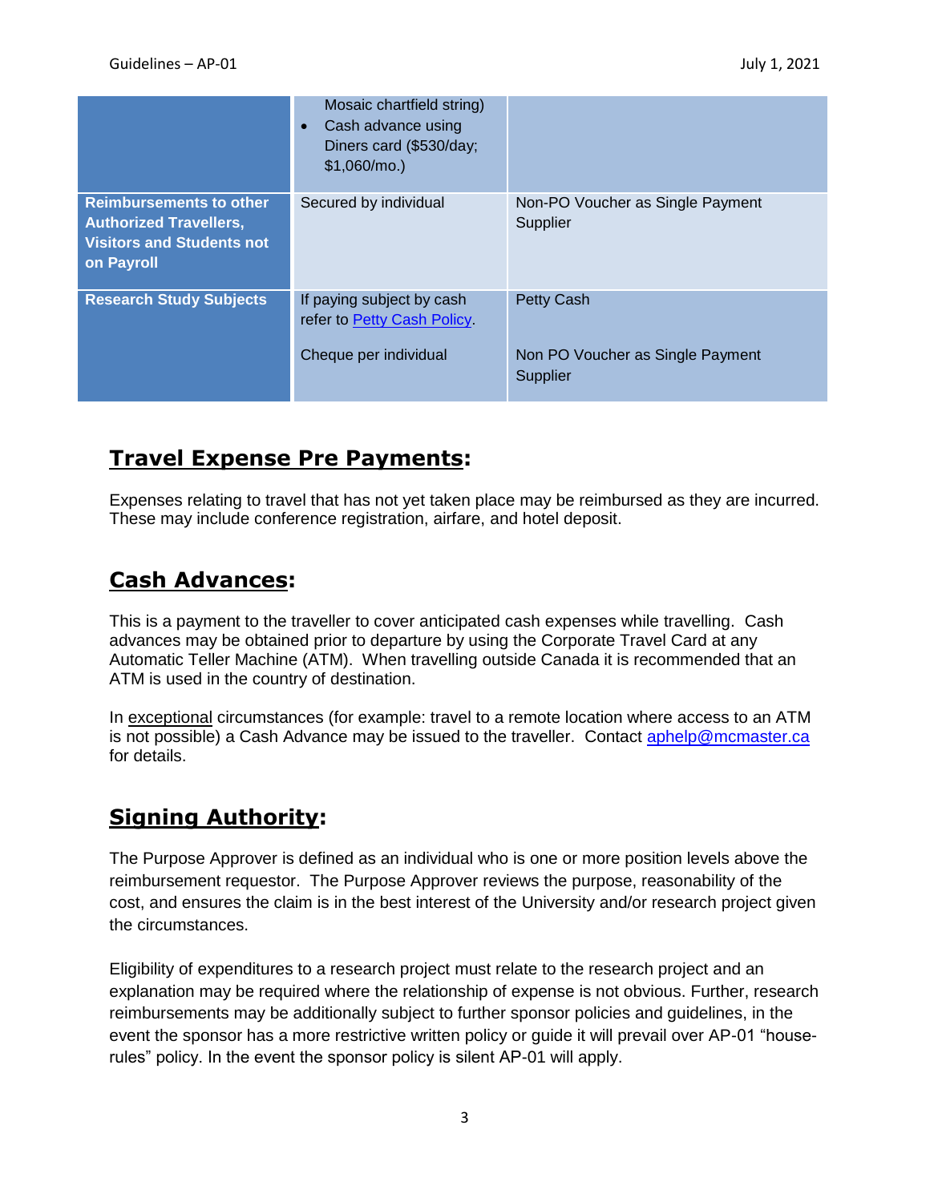| | | |
|---|---|---|
| | Mosaic chartfield string)<br>• Cash advance using Diners card ($530/day; $1,060/mo.) | |
| **Reimbursements to other Authorized Travellers, Visitors and Students not on Payroll** | Secured by individual | Non-PO Voucher as Single Payment Supplier |
| **Research Study Subjects** | If paying subject by cash refer to Petty Cash Policy.<br><br>Cheque per individual | Petty Cash<br><br>Non PO Voucher as Single Payment Supplier |

## **Travel Expense Pre Payments:**

Expenses relating to travel that has not yet taken place may be reimbursed as they are incurred. These may include conference registration, airfare, and hotel deposit.

## **Cash Advances:**

This is a payment to the traveller to cover anticipated cash expenses while travelling. Cash advances may be obtained prior to departure by using the Corporate Travel Card at any Automatic Teller Machine (ATM). When travelling outside Canada it is recommended that an ATM is used in the country of destination.

In exceptional circumstances (for example: travel to a remote location where access to an ATM is not possible) a Cash Advance may be issued to the traveller. Contact aphelp@mcmaster.ca for details.

## **Signing Authority:**

The Purpose Approver is defined as an individual who is one or more position levels above the reimbursement requestor. The Purpose Approver reviews the purpose, reasonability of the cost, and ensures the claim is in the best interest of the University and/or research project given the circumstances.

Eligibility of expenditures to a research project must relate to the research project and an explanation may be required where the relationship of expense is not obvious. Further, research reimbursements may be additionally subject to further sponsor policies and guidelines, in the event the sponsor has a more restrictive written policy or guide it will prevail over AP-01 "house-rules" policy. In the event the sponsor policy is silent AP-01 will apply.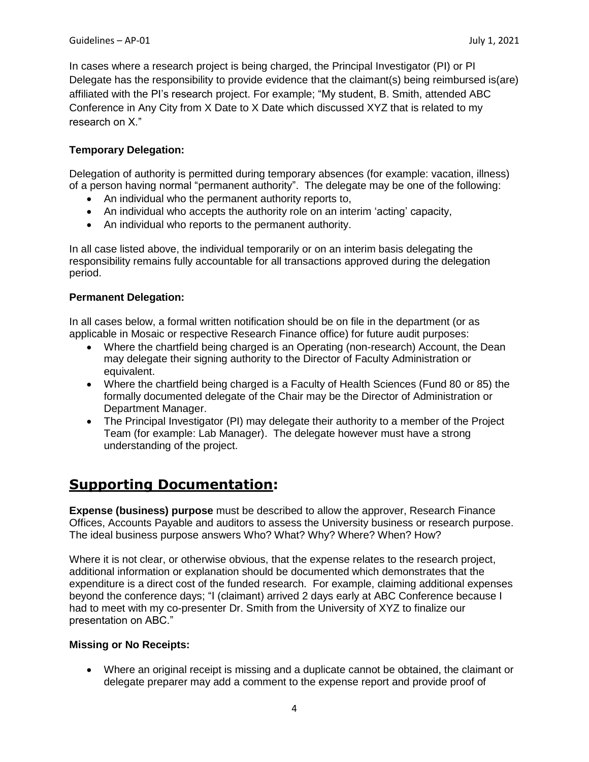In cases where a research project is being charged, the Principal Investigator (PI) or PI Delegate has the responsibility to provide evidence that the claimant(s) being reimbursed is(are) affiliated with the PI's research project. For example; "My student, B. Smith, attended ABC Conference in Any City from X Date to X Date which discussed XYZ that is related to my research on X."

**Temporary Delegation:**

Delegation of authority is permitted during temporary absences (for example: vacation, illness) of a person having normal "permanent authority". The delegate may be one of the following:

- An individual who the permanent authority reports to,
- An individual who accepts the authority role on an interim 'acting' capacity,
- An individual who reports to the permanent authority.

In all case listed above, the individual temporarily or on an interim basis delegating the responsibility remains fully accountable for all transactions approved during the delegation period.

**Permanent Delegation:**

In all cases below, a formal written notification should be on file in the department (or as applicable in Mosaic or respective Research Finance office) for future audit purposes:

- Where the chartfield being charged is an Operating (non-research) Account, the Dean may delegate their signing authority to the Director of Faculty Administration or equivalent.
- Where the chartfield being charged is a Faculty of Health Sciences (Fund 80 or 85) the formally documented delegate of the Chair may be the Director of Administration or Department Manager.
- The Principal Investigator (PI) may delegate their authority to a member of the Project Team (for example: Lab Manager). The delegate however must have a strong understanding of the project.

## Supporting Documentation:

**Expense (business) purpose** must be described to allow the approver, Research Finance Offices, Accounts Payable and auditors to assess the University business or research purpose. The ideal business purpose answers Who? What? Why? Where? When? How?

Where it is not clear, or otherwise obvious, that the expense relates to the research project, additional information or explanation should be documented which demonstrates that the expenditure is a direct cost of the funded research. For example, claiming additional expenses beyond the conference days; "I (claimant) arrived 2 days early at ABC Conference because I had to meet with my co-presenter Dr. Smith from the University of XYZ to finalize our presentation on ABC."

**Missing or No Receipts:**

- Where an original receipt is missing and a duplicate cannot be obtained, the claimant or delegate preparer may add a comment to the expense report and provide proof of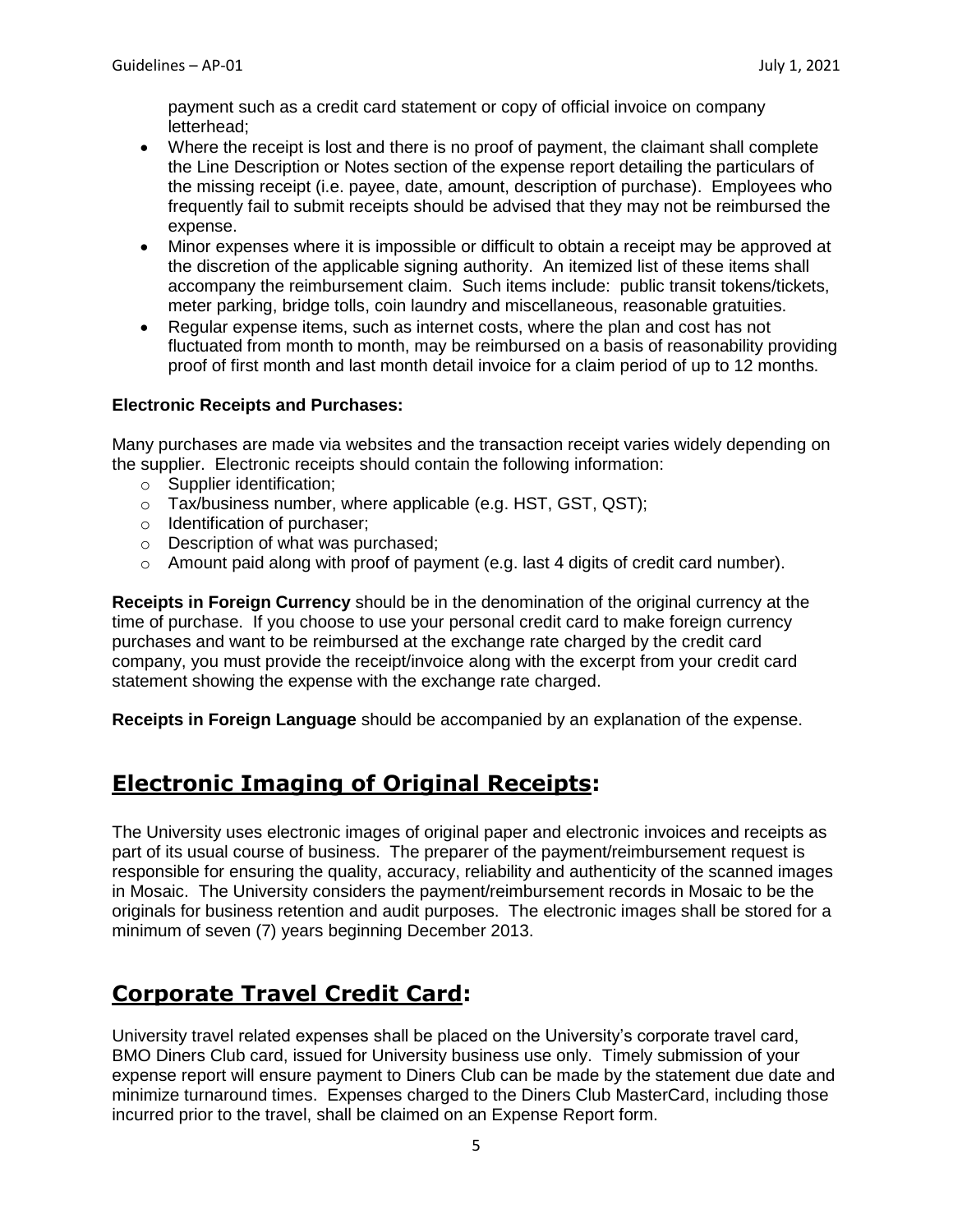payment such as a credit card statement or copy of official invoice on company letterhead;

- Where the receipt is lost and there is no proof of payment, the claimant shall complete the Line Description or Notes section of the expense report detailing the particulars of the missing receipt (i.e. payee, date, amount, description of purchase). Employees who frequently fail to submit receipts should be advised that they may not be reimbursed the expense.
- Minor expenses where it is impossible or difficult to obtain a receipt may be approved at the discretion of the applicable signing authority. An itemized list of these items shall accompany the reimbursement claim. Such items include: public transit tokens/tickets, meter parking, bridge tolls, coin laundry and miscellaneous, reasonable gratuities.
- Regular expense items, such as internet costs, where the plan and cost has not fluctuated from month to month, may be reimbursed on a basis of reasonability providing proof of first month and last month detail invoice for a claim period of up to 12 months.

**Electronic Receipts and Purchases:**

Many purchases are made via websites and the transaction receipt varies widely depending on the supplier. Electronic receipts should contain the following information:

- Supplier identification;
- Tax/business number, where applicable (e.g. HST, GST, QST);
- Identification of purchaser;
- Description of what was purchased;
- Amount paid along with proof of payment (e.g. last 4 digits of credit card number).

**Receipts in Foreign Currency** should be in the denomination of the original currency at the time of purchase. If you choose to use your personal credit card to make foreign currency purchases and want to be reimbursed at the exchange rate charged by the credit card company, you must provide the receipt/invoice along with the excerpt from your credit card statement showing the expense with the exchange rate charged.

**Receipts in Foreign Language** should be accompanied by an explanation of the expense.

## Electronic Imaging of Original Receipts:

The University uses electronic images of original paper and electronic invoices and receipts as part of its usual course of business. The preparer of the payment/reimbursement request is responsible for ensuring the quality, accuracy, reliability and authenticity of the scanned images in Mosaic. The University considers the payment/reimbursement records in Mosaic to be the originals for business retention and audit purposes. The electronic images shall be stored for a minimum of seven (7) years beginning December 2013.

## Corporate Travel Credit Card:

University travel related expenses shall be placed on the University's corporate travel card, BMO Diners Club card, issued for University business use only. Timely submission of your expense report will ensure payment to Diners Club can be made by the statement due date and minimize turnaround times. Expenses charged to the Diners Club MasterCard, including those incurred prior to the travel, shall be claimed on an Expense Report form.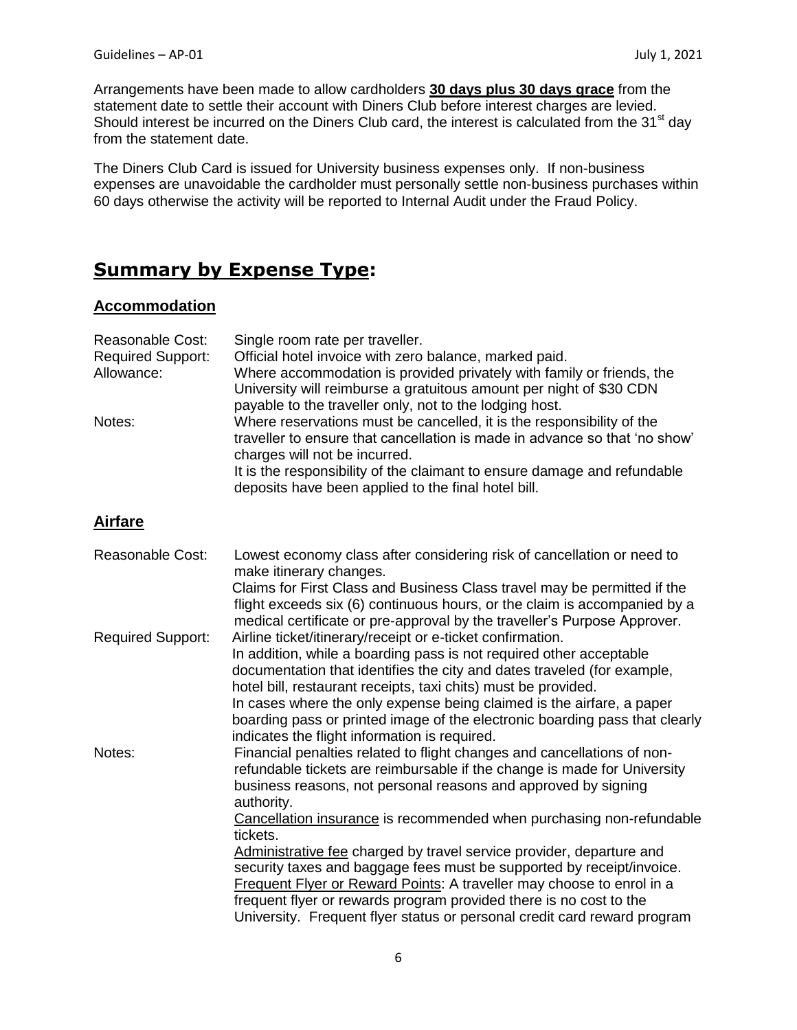Arrangements have been made to allow cardholders **30 days plus 30 days grace** from the statement date to settle their account with Diners Club before interest charges are levied. Should interest be incurred on the Diners Club card, the interest is calculated from the 31st day from the statement date.

The Diners Club Card is issued for University business expenses only. If non-business expenses are unavoidable the cardholder must personally settle non-business purchases within 60 days otherwise the activity will be reported to Internal Audit under the Fraud Policy.

## Summary by Expense Type:

### Accommodation

| | |
|---|---|
| Reasonable Cost: | Single room rate per traveller. |
| Required Support: | Official hotel invoice with zero balance, marked paid. |
| Allowance: | Where accommodation is provided privately with family or friends, the University will reimburse a gratuitous amount per night of $30 CDN payable to the traveller only, not to the lodging host. |
| Notes: | Where reservations must be cancelled, it is the responsibility of the traveller to ensure that cancellation is made in advance so that 'no show' charges will not be incurred.<br>It is the responsibility of the claimant to ensure damage and refundable deposits have been applied to the final hotel bill. |

### Airfare

| | |
|---|---|
| Reasonable Cost: | Lowest economy class after considering risk of cancellation or need to make itinerary changes.<br>Claims for First Class and Business Class travel may be permitted if the flight exceeds six (6) continuous hours, or the claim is accompanied by a medical certificate or pre-approval by the traveller's Purpose Approver. |
| Required Support: | Airline ticket/itinerary/receipt or e-ticket confirmation.<br>In addition, while a boarding pass is not required other acceptable documentation that identifies the city and dates traveled (for example, hotel bill, restaurant receipts, taxi chits) must be provided.<br>In cases where the only expense being claimed is the airfare, a paper boarding pass or printed image of the electronic boarding pass that clearly indicates the flight information is required. |
| Notes: | Financial penalties related to flight changes and cancellations of non-refundable tickets are reimbursable if the change is made for University business reasons, not personal reasons and approved by signing authority.<br>Cancellation insurance is recommended when purchasing non-refundable tickets.<br>Administrative fee charged by travel service provider, departure and security taxes and baggage fees must be supported by receipt/invoice.<br>Frequent Flyer or Reward Points: A traveller may choose to enrol in a frequent flyer or rewards program provided there is no cost to the University. Frequent flyer status or personal credit card reward program |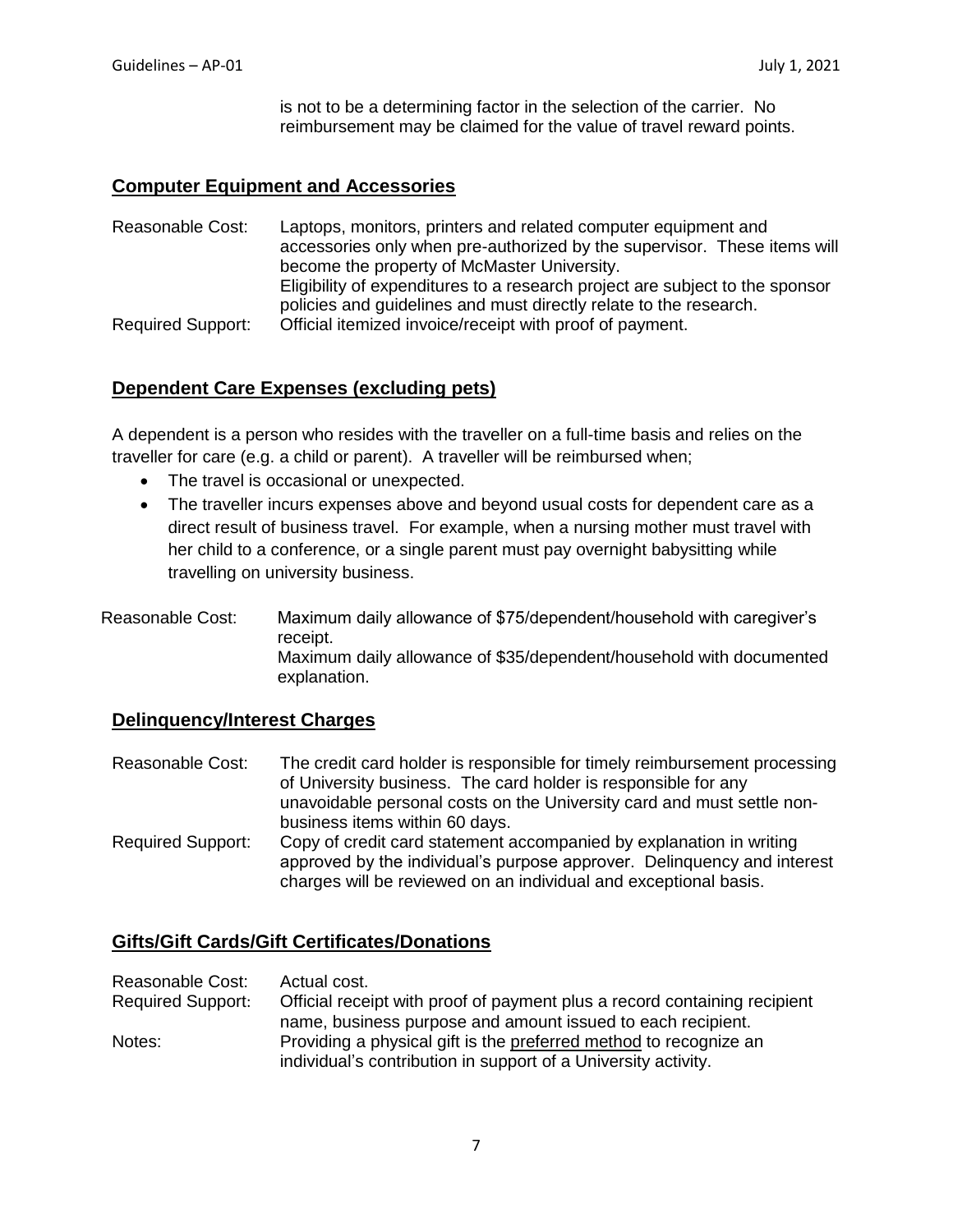is not to be a determining factor in the selection of the carrier. No reimbursement may be claimed for the value of travel reward points.

## Computer Equipment and Accessories

| | |
|---|---|
| Reasonable Cost: | Laptops, monitors, printers and related computer equipment and accessories only when pre-authorized by the supervisor. These items will become the property of McMaster University. Eligibility of expenditures to a research project are subject to the sponsor policies and guidelines and must directly relate to the research. |
| Required Support: | Official itemized invoice/receipt with proof of payment. |

## Dependent Care Expenses (excluding pets)

A dependent is a person who resides with the traveller on a full-time basis and relies on the traveller for care (e.g. a child or parent). A traveller will be reimbursed when;

- The travel is occasional or unexpected.
- The traveller incurs expenses above and beyond usual costs for dependent care as a direct result of business travel. For example, when a nursing mother must travel with her child to a conference, or a single parent must pay overnight babysitting while travelling on university business.

| | |
|---|---|
| Reasonable Cost: | Maximum daily allowance of $75/dependent/household with caregiver's receipt. Maximum daily allowance of $35/dependent/household with documented explanation. |

## Delinquency/Interest Charges

| | |
|---|---|
| Reasonable Cost: | The credit card holder is responsible for timely reimbursement processing of University business. The card holder is responsible for any unavoidable personal costs on the University card and must settle non-business items within 60 days. |
| Required Support: | Copy of credit card statement accompanied by explanation in writing approved by the individual's purpose approver. Delinquency and interest charges will be reviewed on an individual and exceptional basis. |

## Gifts/Gift Cards/Gift Certificates/Donations

| | |
|---|---|
| Reasonable Cost: | Actual cost. |
| Required Support: | Official receipt with proof of payment plus a record containing recipient name, business purpose and amount issued to each recipient. |
| Notes: | Providing a physical gift is the preferred method to recognize an individual's contribution in support of a University activity. |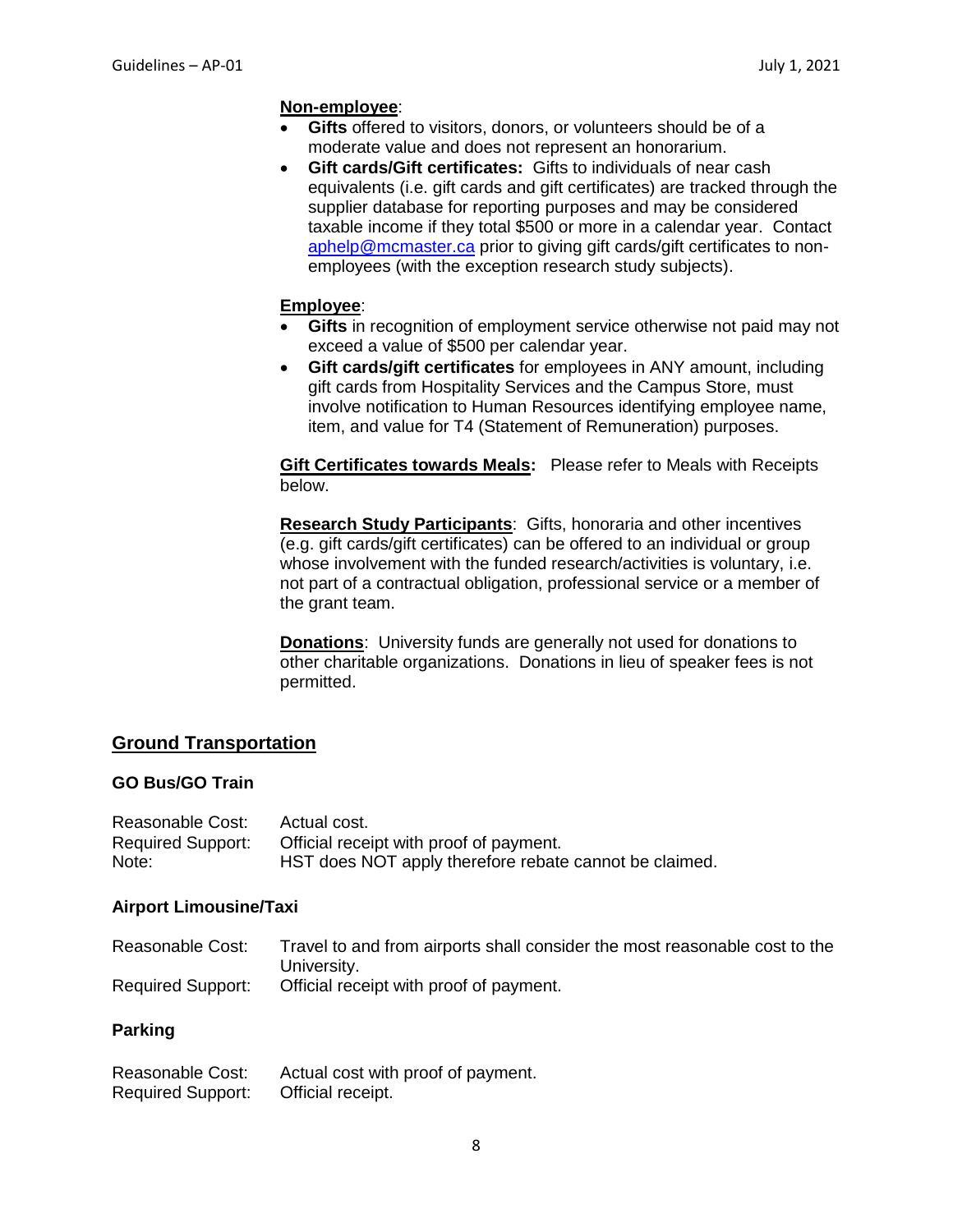**Non-employee**:

- **Gifts** offered to visitors, donors, or volunteers should be of a moderate value and does not represent an honorarium.
- **Gift cards/Gift certificates:** Gifts to individuals of near cash equivalents (i.e. gift cards and gift certificates) are tracked through the supplier database for reporting purposes and may be considered taxable income if they total $500 or more in a calendar year. Contact aphelp@mcmaster.ca prior to giving gift cards/gift certificates to non-employees (with the exception research study subjects).

**Employee**:

- **Gifts** in recognition of employment service otherwise not paid may not exceed a value of $500 per calendar year.
- **Gift cards/gift certificates** for employees in ANY amount, including gift cards from Hospitality Services and the Campus Store, must involve notification to Human Resources identifying employee name, item, and value for T4 (Statement of Remuneration) purposes.

**Gift Certificates towards Meals:** Please refer to Meals with Receipts below.

**Research Study Participants**: Gifts, honoraria and other incentives (e.g. gift cards/gift certificates) can be offered to an individual or group whose involvement with the funded research/activities is voluntary, i.e. not part of a contractual obligation, professional service or a member of the grant team.

**Donations**: University funds are generally not used for donations to other charitable organizations. Donations in lieu of speaker fees is not permitted.

## Ground Transportation

### GO Bus/GO Train

Reasonable Cost: Actual cost.
Required Support: Official receipt with proof of payment.
Note: HST does NOT apply therefore rebate cannot be claimed.

### Airport Limousine/Taxi

Reasonable Cost: Travel to and from airports shall consider the most reasonable cost to the University.
Required Support: Official receipt with proof of payment.

### Parking

Reasonable Cost: Actual cost with proof of payment.
Required Support: Official receipt.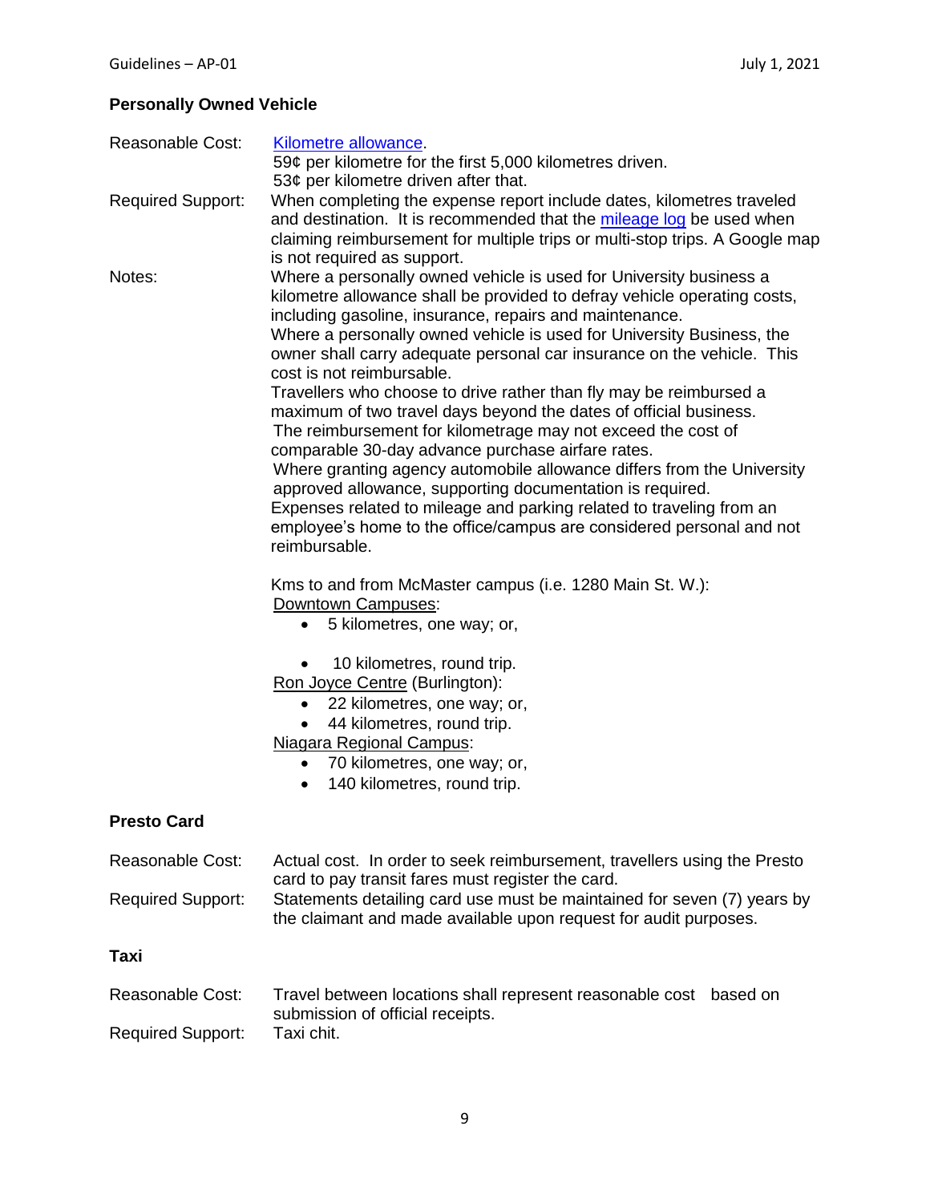### Personally Owned Vehicle

**Reasonable Cost:** Kilometre allowance.
59¢ per kilometre for the first 5,000 kilometres driven.
53¢ per kilometre driven after that.

**Required Support:** When completing the expense report include dates, kilometres traveled and destination. It is recommended that the mileage log be used when claiming reimbursement for multiple trips or multi-stop trips. A Google map is not required as support.

**Notes:** Where a personally owned vehicle is used for University business a kilometre allowance shall be provided to defray vehicle operating costs, including gasoline, insurance, repairs and maintenance.
Where a personally owned vehicle is used for University Business, the owner shall carry adequate personal car insurance on the vehicle. This cost is not reimbursable.
Travellers who choose to drive rather than fly may be reimbursed a maximum of two travel days beyond the dates of official business.
The reimbursement for kilometrage may not exceed the cost of comparable 30-day advance purchase airfare rates.
Where granting agency automobile allowance differs from the University approved allowance, supporting documentation is required.
Expenses related to mileage and parking related to traveling from an employee's home to the office/campus are considered personal and not reimbursable.

Kms to and from McMaster campus (i.e. 1280 Main St. W.):

Downtown Campuses:

- 5 kilometres, one way; or,
- 10 kilometres, round trip.

Ron Joyce Centre (Burlington):

- 22 kilometres, one way; or,
- 44 kilometres, round trip.

Niagara Regional Campus:

- 70 kilometres, one way; or,
- 140 kilometres, round trip.

### Presto Card

**Reasonable Cost:** Actual cost. In order to seek reimbursement, travellers using the Presto card to pay transit fares must register the card.

**Required Support:** Statements detailing card use must be maintained for seven (7) years by the claimant and made available upon request for audit purposes.

### Taxi

**Reasonable Cost:** Travel between locations shall represent reasonable cost based on submission of official receipts.

**Required Support:** Taxi chit.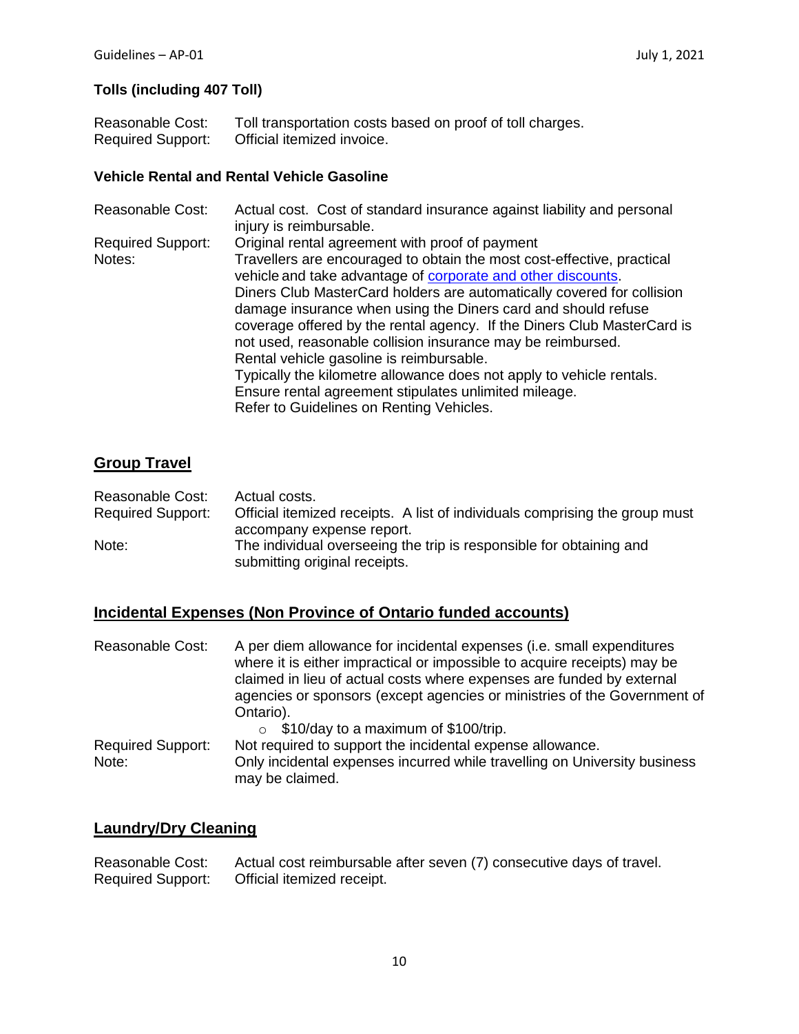### Tolls (including 407 Toll)

Reasonable Cost: Toll transportation costs based on proof of toll charges.
Required Support: Official itemized invoice.

### Vehicle Rental and Rental Vehicle Gasoline

Reasonable Cost: Actual cost. Cost of standard insurance against liability and personal injury is reimbursable.
Required Support: Original rental agreement with proof of payment
Notes: Travellers are encouraged to obtain the most cost-effective, practical vehicle and take advantage of corporate and other discounts.
Diners Club MasterCard holders are automatically covered for collision damage insurance when using the Diners card and should refuse coverage offered by the rental agency. If the Diners Club MasterCard is not used, reasonable collision insurance may be reimbursed.
Rental vehicle gasoline is reimbursable.
Typically the kilometre allowance does not apply to vehicle rentals.
Ensure rental agreement stipulates unlimited mileage.
Refer to Guidelines on Renting Vehicles.

## Group Travel

Reasonable Cost: Actual costs.
Required Support: Official itemized receipts. A list of individuals comprising the group must accompany expense report.
Note: The individual overseeing the trip is responsible for obtaining and submitting original receipts.

## Incidental Expenses (Non Province of Ontario funded accounts)

Reasonable Cost: A per diem allowance for incidental expenses (i.e. small expenditures where it is either impractical or impossible to acquire receipts) may be claimed in lieu of actual costs where expenses are funded by external agencies or sponsors (except agencies or ministries of the Government of Ontario).

- $10/day to a maximum of $100/trip.

Required Support: Not required to support the incidental expense allowance.
Note: Only incidental expenses incurred while travelling on University business may be claimed.

## Laundry/Dry Cleaning

Reasonable Cost: Actual cost reimbursable after seven (7) consecutive days of travel.
Required Support: Official itemized receipt.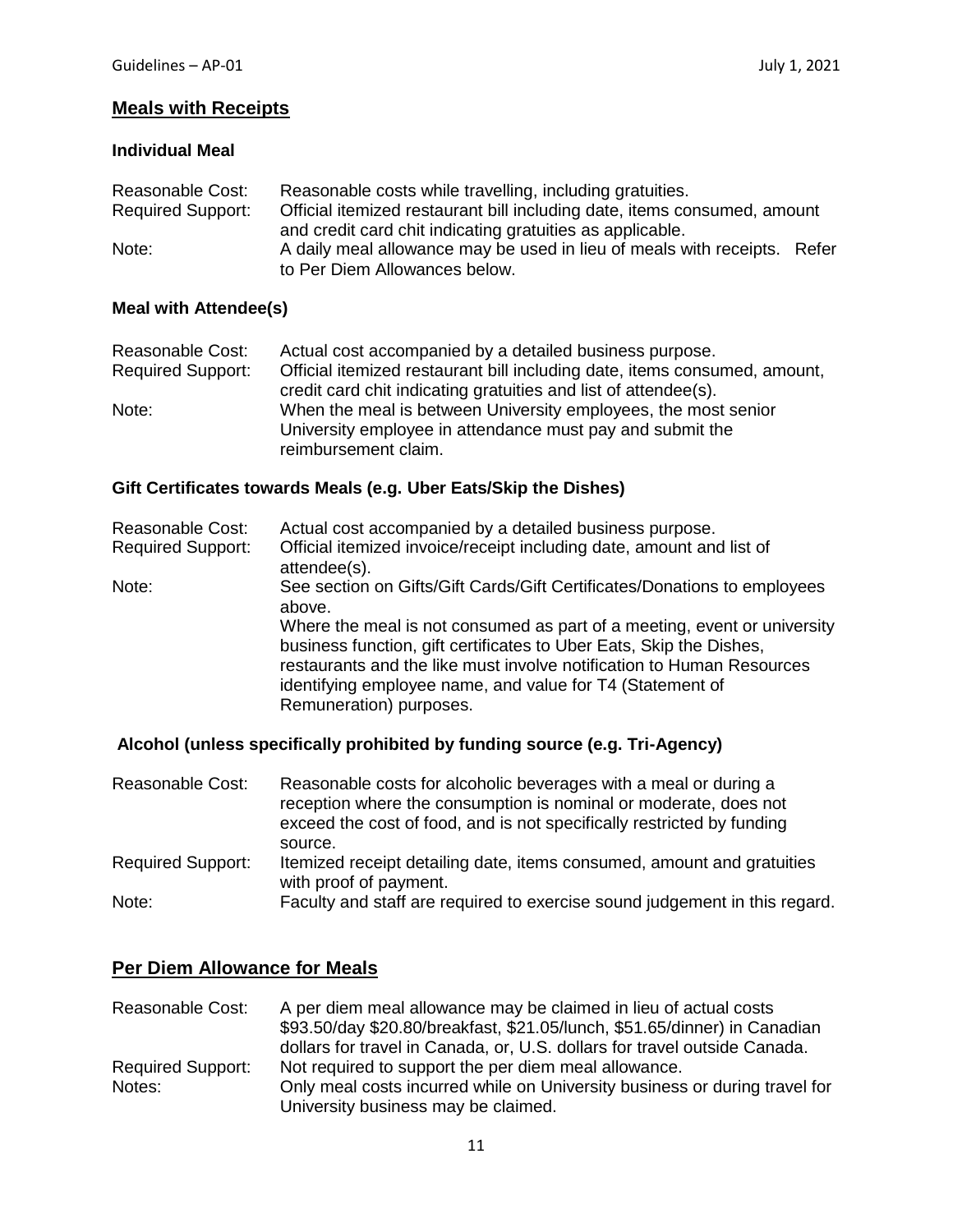## Meals with Receipts

### Individual Meal

| | |
|---|---|
| Reasonable Cost: | Reasonable costs while travelling, including gratuities. |
| Required Support: | Official itemized restaurant bill including date, items consumed, amount and credit card chit indicating gratuities as applicable. |
| Note: | A daily meal allowance may be used in lieu of meals with receipts. Refer to Per Diem Allowances below. |

### Meal with Attendee(s)

| | |
|---|---|
| Reasonable Cost: | Actual cost accompanied by a detailed business purpose. |
| Required Support: | Official itemized restaurant bill including date, items consumed, amount, credit card chit indicating gratuities and list of attendee(s). |
| Note: | When the meal is between University employees, the most senior University employee in attendance must pay and submit the reimbursement claim. |

### Gift Certificates towards Meals (e.g. Uber Eats/Skip the Dishes)

| | |
|---|---|
| Reasonable Cost: | Actual cost accompanied by a detailed business purpose. |
| Required Support: | Official itemized invoice/receipt including date, amount and list of attendee(s). |
| Note: | See section on Gifts/Gift Cards/Gift Certificates/Donations to employees above.<br>Where the meal is not consumed as part of a meeting, event or university business function, gift certificates to Uber Eats, Skip the Dishes, restaurants and the like must involve notification to Human Resources identifying employee name, and value for T4 (Statement of Remuneration) purposes. |

### Alcohol (unless specifically prohibited by funding source (e.g. Tri-Agency)

| | |
|---|---|
| Reasonable Cost: | Reasonable costs for alcoholic beverages with a meal or during a reception where the consumption is nominal or moderate, does not exceed the cost of food, and is not specifically restricted by funding source. |
| Required Support: | Itemized receipt detailing date, items consumed, amount and gratuities with proof of payment. |
| Note: | Faculty and staff are required to exercise sound judgement in this regard. |

## Per Diem Allowance for Meals

| | |
|---|---|
| Reasonable Cost: | A per diem meal allowance may be claimed in lieu of actual costs $93.50/day $20.80/breakfast, $21.05/lunch, $51.65/dinner) in Canadian dollars for travel in Canada, or, U.S. dollars for travel outside Canada. |
| Required Support: | Not required to support the per diem meal allowance. |
| Notes: | Only meal costs incurred while on University business or during travel for University business may be claimed. |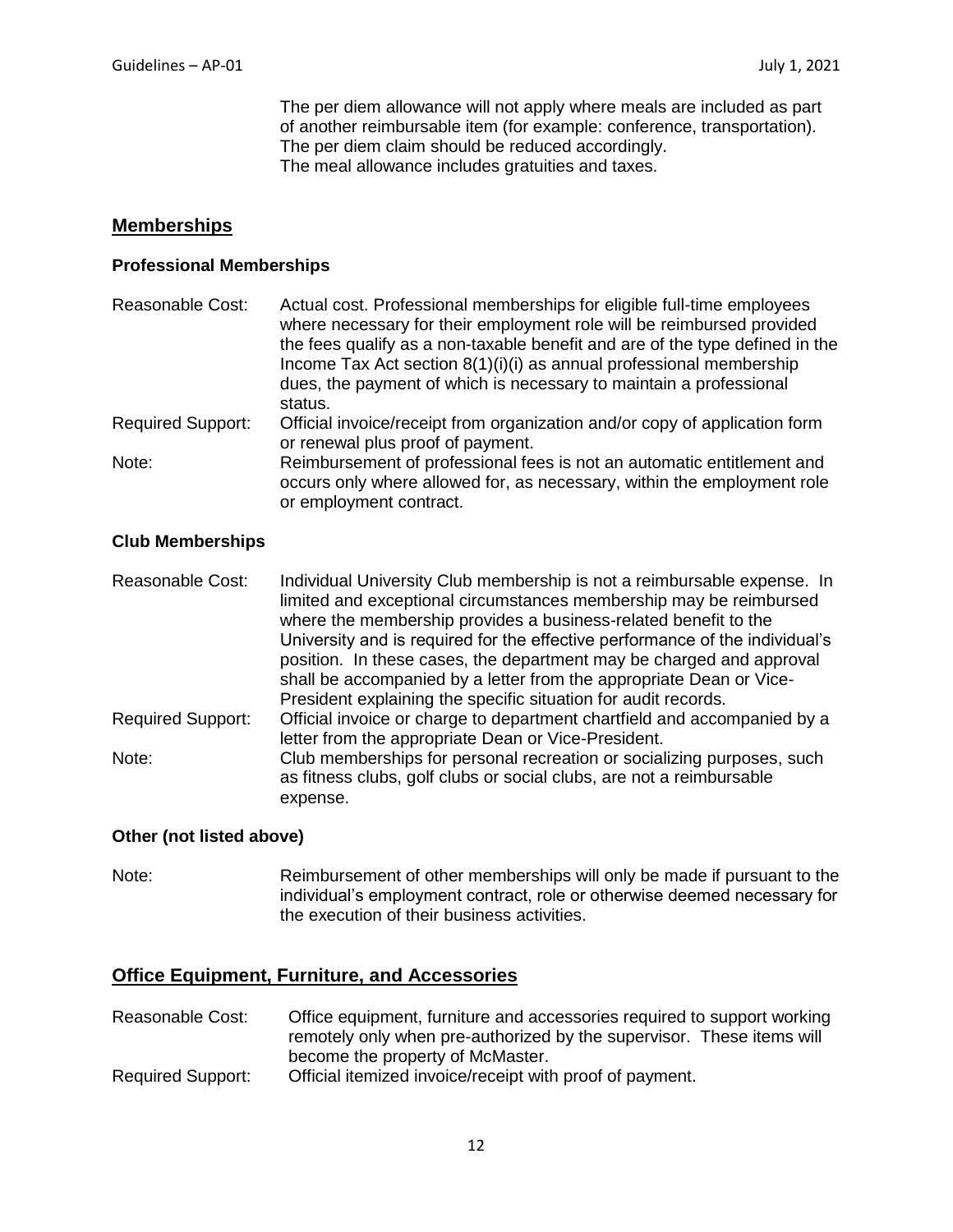The per diem allowance will not apply where meals are included as part of another reimbursable item (for example: conference, transportation). The per diem claim should be reduced accordingly.
The meal allowance includes gratuities and taxes.

## Memberships

### Professional Memberships

| | |
|---|---|
| Reasonable Cost: | Actual cost. Professional memberships for eligible full-time employees where necessary for their employment role will be reimbursed provided the fees qualify as a non-taxable benefit and are of the type defined in the Income Tax Act section 8(1)(i)(i) as annual professional membership dues, the payment of which is necessary to maintain a professional status. |
| Required Support: | Official invoice/receipt from organization and/or copy of application form or renewal plus proof of payment. |
| Note: | Reimbursement of professional fees is not an automatic entitlement and occurs only where allowed for, as necessary, within the employment role or employment contract. |

### Club Memberships

| | |
|---|---|
| Reasonable Cost: | Individual University Club membership is not a reimbursable expense. In limited and exceptional circumstances membership may be reimbursed where the membership provides a business-related benefit to the University and is required for the effective performance of the individual's position. In these cases, the department may be charged and approval shall be accompanied by a letter from the appropriate Dean or Vice-President explaining the specific situation for audit records. |
| Required Support: | Official invoice or charge to department chartfield and accompanied by a letter from the appropriate Dean or Vice-President. |
| Note: | Club memberships for personal recreation or socializing purposes, such as fitness clubs, golf clubs or social clubs, are not a reimbursable expense. |

### Other (not listed above)

| | |
|---|---|
| Note: | Reimbursement of other memberships will only be made if pursuant to the individual's employment contract, role or otherwise deemed necessary for the execution of their business activities. |

## Office Equipment, Furniture, and Accessories

| | |
|---|---|
| Reasonable Cost: | Office equipment, furniture and accessories required to support working remotely only when pre-authorized by the supervisor. These items will become the property of McMaster. |
| Required Support: | Official itemized invoice/receipt with proof of payment. |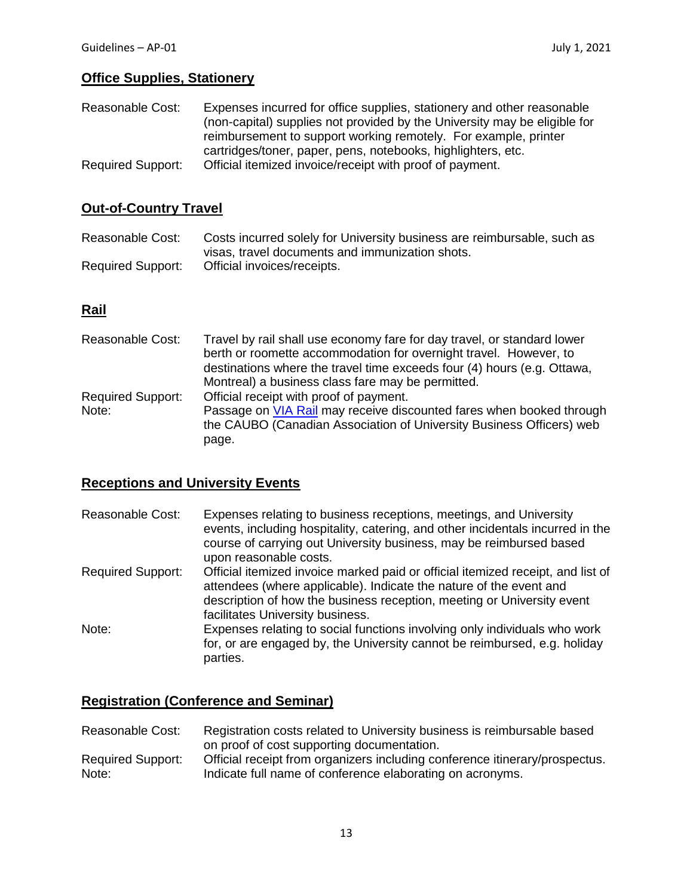## Office Supplies, Stationery

Reasonable Cost: Expenses incurred for office supplies, stationery and other reasonable (non-capital) supplies not provided by the University may be eligible for reimbursement to support working remotely. For example, printer cartridges/toner, paper, pens, notebooks, highlighters, etc.

Required Support: Official itemized invoice/receipt with proof of payment.

## Out-of-Country Travel

Reasonable Cost: Costs incurred solely for University business are reimbursable, such as visas, travel documents and immunization shots.

Required Support: Official invoices/receipts.

## Rail

Reasonable Cost: Travel by rail shall use economy fare for day travel, or standard lower berth or roomette accommodation for overnight travel. However, to destinations where the travel time exceeds four (4) hours (e.g. Ottawa, Montreal) a business class fare may be permitted.

Required Support: Official receipt with proof of payment.

Note: Passage on VIA Rail may receive discounted fares when booked through the CAUBO (Canadian Association of University Business Officers) web page.

## Receptions and University Events

Reasonable Cost: Expenses relating to business receptions, meetings, and University events, including hospitality, catering, and other incidentals incurred in the course of carrying out University business, may be reimbursed based upon reasonable costs.

Required Support: Official itemized invoice marked paid or official itemized receipt, and list of attendees (where applicable). Indicate the nature of the event and description of how the business reception, meeting or University event facilitates University business.

Note: Expenses relating to social functions involving only individuals who work for, or are engaged by, the University cannot be reimbursed, e.g. holiday parties.

## Registration (Conference and Seminar)

Reasonable Cost: Registration costs related to University business is reimbursable based on proof of cost supporting documentation.

Required Support: Official receipt from organizers including conference itinerary/prospectus.

Note: Indicate full name of conference elaborating on acronyms.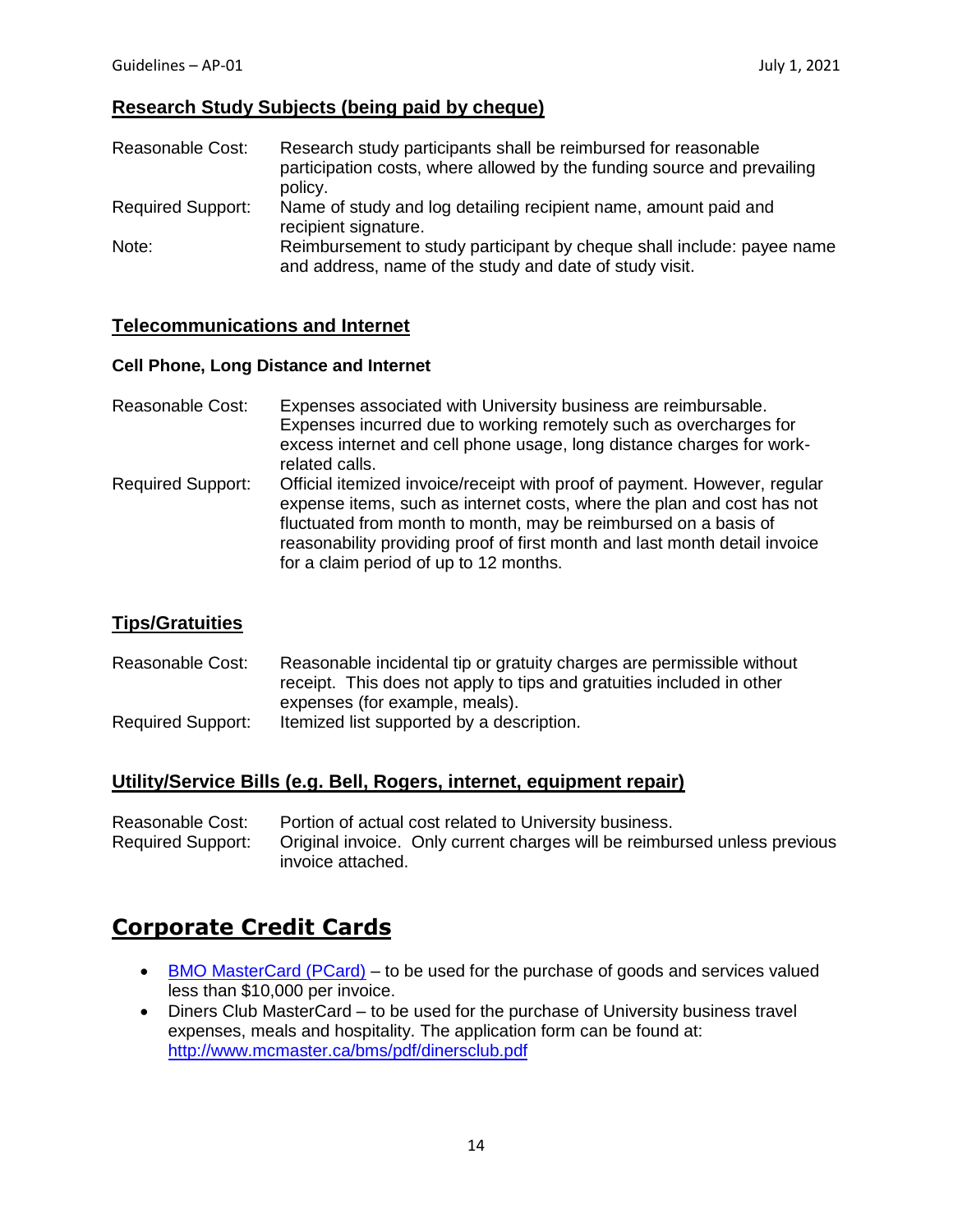## Research Study Subjects (being paid by cheque)

| | |
|---|---|
| Reasonable Cost: | Research study participants shall be reimbursed for reasonable participation costs, where allowed by the funding source and prevailing policy. |
| Required Support: | Name of study and log detailing recipient name, amount paid and recipient signature. |
| Note: | Reimbursement to study participant by cheque shall include: payee name and address, name of the study and date of study visit. |

## Telecommunications and Internet

### Cell Phone, Long Distance and Internet

| | |
|---|---|
| Reasonable Cost: | Expenses associated with University business are reimbursable. Expenses incurred due to working remotely such as overcharges for excess internet and cell phone usage, long distance charges for work-related calls. |
| Required Support: | Official itemized invoice/receipt with proof of payment. However, regular expense items, such as internet costs, where the plan and cost has not fluctuated from month to month, may be reimbursed on a basis of reasonability providing proof of first month and last month detail invoice for a claim period of up to 12 months. |

## Tips/Gratuities

| | |
|---|---|
| Reasonable Cost: | Reasonable incidental tip or gratuity charges are permissible without receipt. This does not apply to tips and gratuities included in other expenses (for example, meals). |
| Required Support: | Itemized list supported by a description. |

## Utility/Service Bills (e.g. Bell, Rogers, internet, equipment repair)

| | |
|---|---|
| Reasonable Cost: | Portion of actual cost related to University business. |
| Required Support: | Original invoice. Only current charges will be reimbursed unless previous invoice attached. |

# Corporate Credit Cards

- BMO MasterCard (PCard) – to be used for the purchase of goods and services valued less than $10,000 per invoice.
- Diners Club MasterCard – to be used for the purchase of University business travel expenses, meals and hospitality. The application form can be found at: http://www.mcmaster.ca/bms/pdf/dinersclub.pdf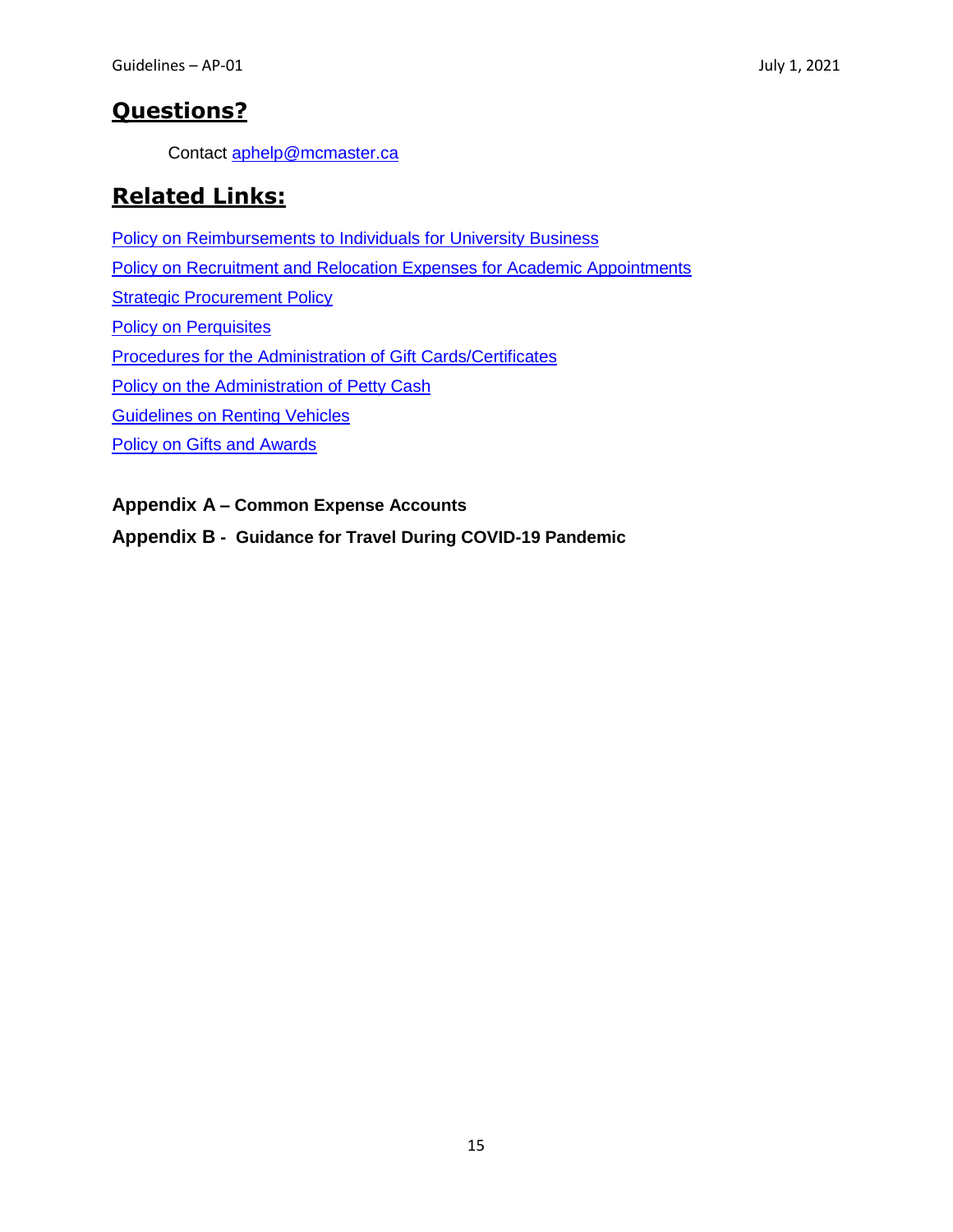## Questions?

Contact aphelp@mcmaster.ca

## Related Links:

Policy on Reimbursements to Individuals for University Business

Policy on Recruitment and Relocation Expenses for Academic Appointments

Strategic Procurement Policy

Policy on Perquisites

Procedures for the Administration of Gift Cards/Certificates

Policy on the Administration of Petty Cash

Guidelines on Renting Vehicles

Policy on Gifts and Awards

**Appendix A – Common Expense Accounts**

**Appendix B - Guidance for Travel During COVID-19 Pandemic**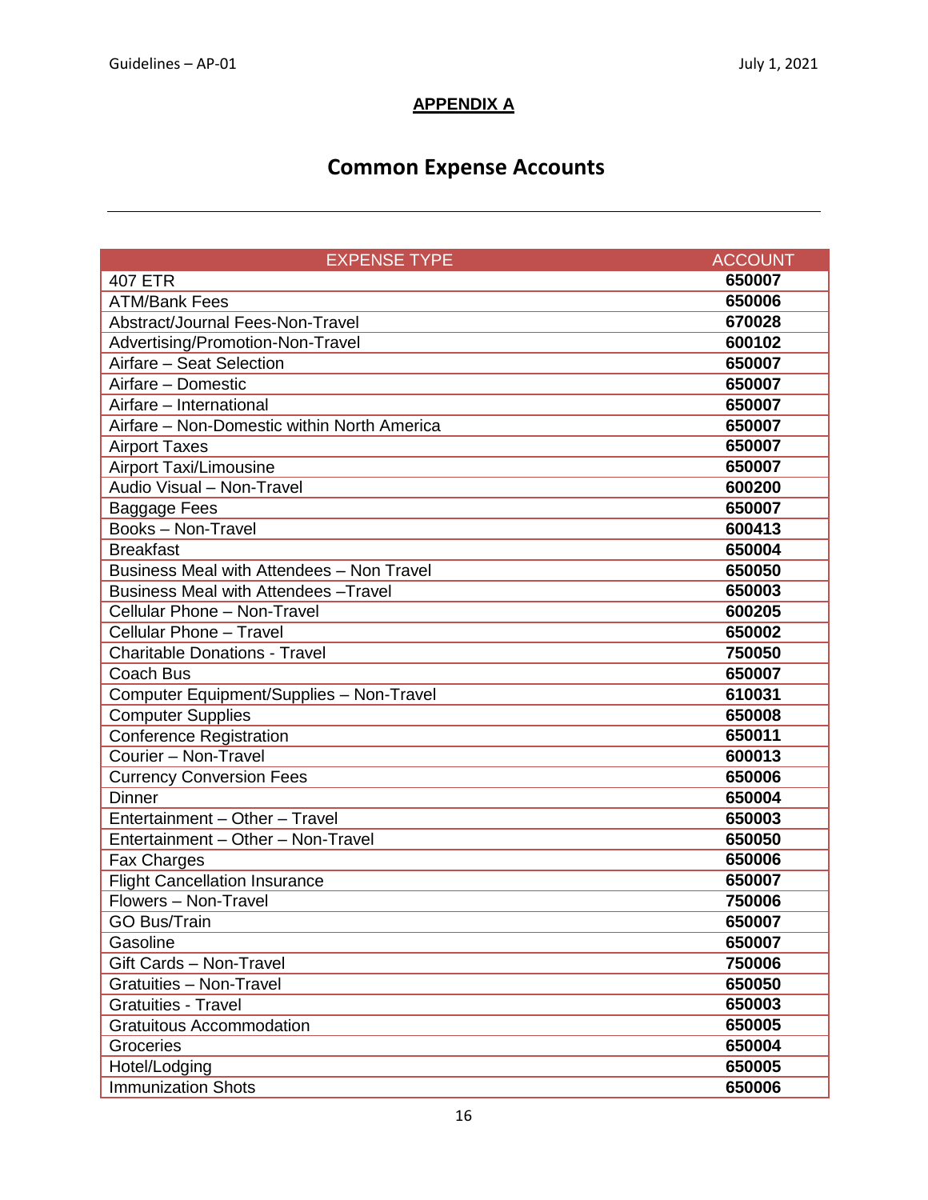## APPENDIX A

# Common Expense Accounts

| EXPENSE TYPE | ACCOUNT |
|---|---|
| 407 ETR | **650007** |
| ATM/Bank Fees | **650006** |
| Abstract/Journal Fees-Non-Travel | **670028** |
| Advertising/Promotion-Non-Travel | **600102** |
| Airfare – Seat Selection | **650007** |
| Airfare – Domestic | **650007** |
| Airfare – International | **650007** |
| Airfare – Non-Domestic within North America | **650007** |
| Airport Taxes | **650007** |
| Airport Taxi/Limousine | **650007** |
| Audio Visual – Non-Travel | **600200** |
| Baggage Fees | **650007** |
| Books – Non-Travel | **600413** |
| Breakfast | **650004** |
| Business Meal with Attendees – Non Travel | **650050** |
| Business Meal with Attendees –Travel | **650003** |
| Cellular Phone – Non-Travel | **600205** |
| Cellular Phone – Travel | **650002** |
| Charitable Donations - Travel | **750050** |
| Coach Bus | **650007** |
| Computer Equipment/Supplies – Non-Travel | **610031** |
| Computer Supplies | **650008** |
| Conference Registration | **650011** |
| Courier – Non-Travel | **600013** |
| Currency Conversion Fees | **650006** |
| Dinner | **650004** |
| Entertainment – Other – Travel | **650003** |
| Entertainment – Other – Non-Travel | **650050** |
| Fax Charges | **650006** |
| Flight Cancellation Insurance | **650007** |
| Flowers – Non-Travel | **750006** |
| GO Bus/Train | **650007** |
| Gasoline | **650007** |
| Gift Cards – Non-Travel | **750006** |
| Gratuities – Non-Travel | **650050** |
| Gratuities - Travel | **650003** |
| Gratuitous Accommodation | **650005** |
| Groceries | **650004** |
| Hotel/Lodging | **650005** |
| Immunization Shots | **650006** |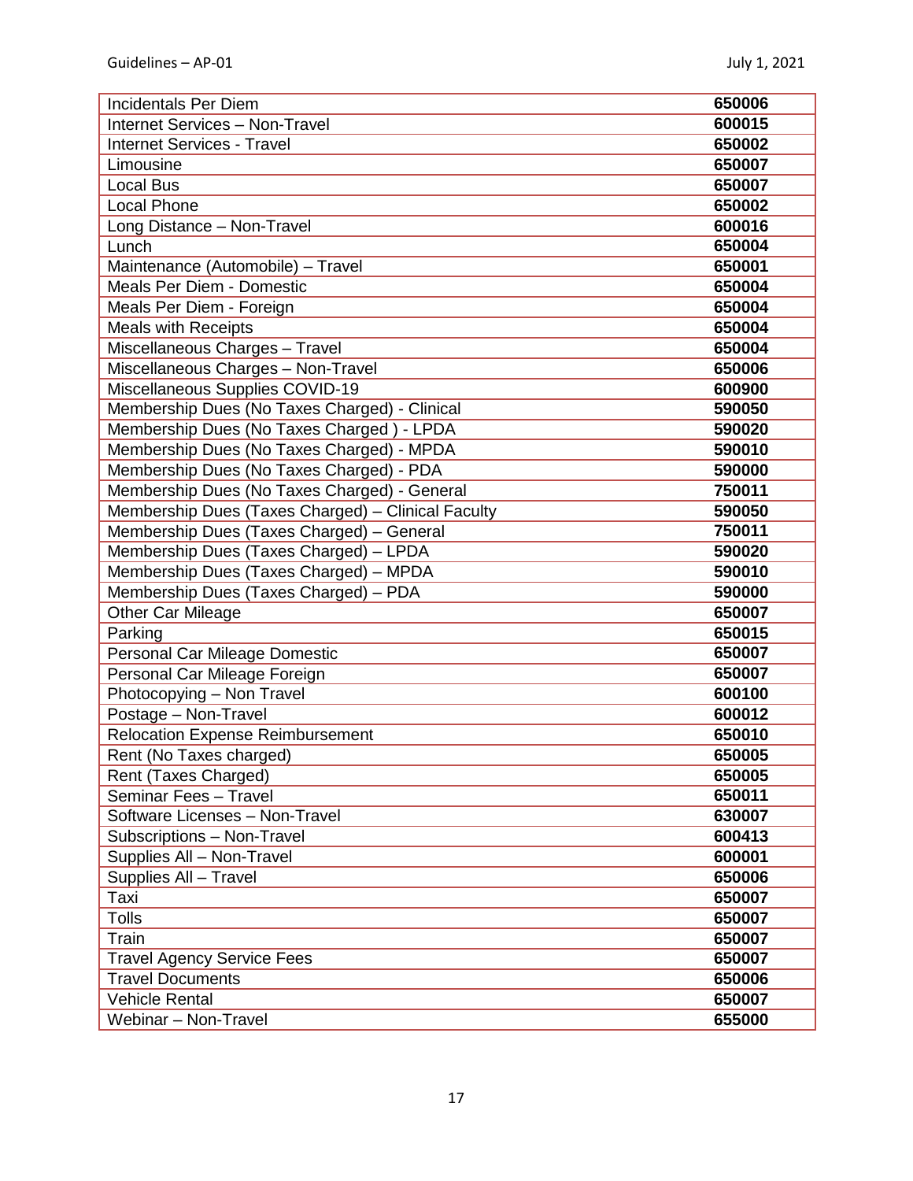| Incidentals Per Diem | **650006** |
|---|---|
| Internet Services – Non-Travel | **600015** |
| Internet Services - Travel | **650002** |
| Limousine | **650007** |
| Local Bus | **650007** |
| Local Phone | **650002** |
| Long Distance – Non-Travel | **600016** |
| Lunch | **650004** |
| Maintenance (Automobile) – Travel | **650001** |
| Meals Per Diem - Domestic | **650004** |
| Meals Per Diem - Foreign | **650004** |
| Meals with Receipts | **650004** |
| Miscellaneous Charges – Travel | **650004** |
| Miscellaneous Charges – Non-Travel | **650006** |
| Miscellaneous Supplies COVID-19 | **600900** |
| Membership Dues (No Taxes Charged) - Clinical | **590050** |
| Membership Dues (No Taxes Charged ) - LPDA | **590020** |
| Membership Dues (No Taxes Charged) - MPDA | **590010** |
| Membership Dues (No Taxes Charged) - PDA | **590000** |
| Membership Dues (No Taxes Charged) - General | **750011** |
| Membership Dues (Taxes Charged) – Clinical Faculty | **590050** |
| Membership Dues (Taxes Charged) – General | **750011** |
| Membership Dues (Taxes Charged) – LPDA | **590020** |
| Membership Dues (Taxes Charged) – MPDA | **590010** |
| Membership Dues (Taxes Charged) – PDA | **590000** |
| Other Car Mileage | **650007** |
| Parking | **650015** |
| Personal Car Mileage Domestic | **650007** |
| Personal Car Mileage Foreign | **650007** |
| Photocopying – Non Travel | **600100** |
| Postage – Non-Travel | **600012** |
| Relocation Expense Reimbursement | **650010** |
| Rent (No Taxes charged) | **650005** |
| Rent (Taxes Charged) | **650005** |
| Seminar Fees – Travel | **650011** |
| Software Licenses – Non-Travel | **630007** |
| Subscriptions – Non-Travel | **600413** |
| Supplies All – Non-Travel | **600001** |
| Supplies All – Travel | **650006** |
| Taxi | **650007** |
| Tolls | **650007** |
| Train | **650007** |
| Travel Agency Service Fees | **650007** |
| Travel Documents | **650006** |
| Vehicle Rental | **650007** |
| Webinar – Non-Travel | **655000** |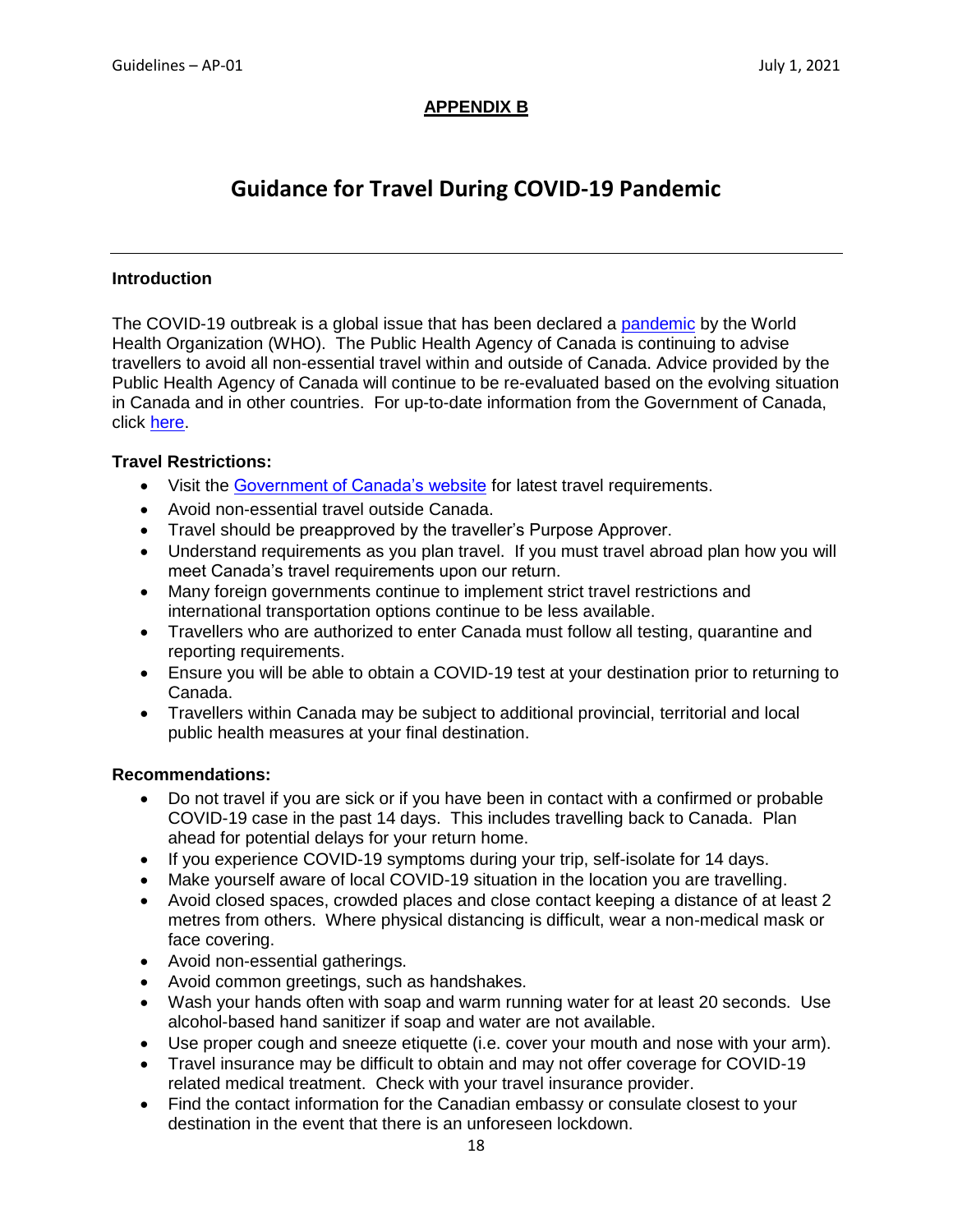**APPENDIX B**

# Guidance for Travel During COVID-19 Pandemic

---

### Introduction

The COVID-19 outbreak is a global issue that has been declared a pandemic by the World Health Organization (WHO). The Public Health Agency of Canada is continuing to advise travellers to avoid all non-essential travel within and outside of Canada. Advice provided by the Public Health Agency of Canada will continue to be re-evaluated based on the evolving situation in Canada and in other countries. For up-to-date information from the Government of Canada, click here.

### Travel Restrictions:

- Visit the Government of Canada's website for latest travel requirements.
- Avoid non-essential travel outside Canada.
- Travel should be preapproved by the traveller's Purpose Approver.
- Understand requirements as you plan travel. If you must travel abroad plan how you will meet Canada's travel requirements upon our return.
- Many foreign governments continue to implement strict travel restrictions and international transportation options continue to be less available.
- Travellers who are authorized to enter Canada must follow all testing, quarantine and reporting requirements.
- Ensure you will be able to obtain a COVID-19 test at your destination prior to returning to Canada.
- Travellers within Canada may be subject to additional provincial, territorial and local public health measures at your final destination.

### Recommendations:

- Do not travel if you are sick or if you have been in contact with a confirmed or probable COVID-19 case in the past 14 days. This includes travelling back to Canada. Plan ahead for potential delays for your return home.
- If you experience COVID-19 symptoms during your trip, self-isolate for 14 days.
- Make yourself aware of local COVID-19 situation in the location you are travelling.
- Avoid closed spaces, crowded places and close contact keeping a distance of at least 2 metres from others. Where physical distancing is difficult, wear a non-medical mask or face covering.
- Avoid non-essential gatherings.
- Avoid common greetings, such as handshakes.
- Wash your hands often with soap and warm running water for at least 20 seconds. Use alcohol-based hand sanitizer if soap and water are not available.
- Use proper cough and sneeze etiquette (i.e. cover your mouth and nose with your arm).
- Travel insurance may be difficult to obtain and may not offer coverage for COVID-19 related medical treatment. Check with your travel insurance provider.
- Find the contact information for the Canadian embassy or consulate closest to your destination in the event that there is an unforeseen lockdown.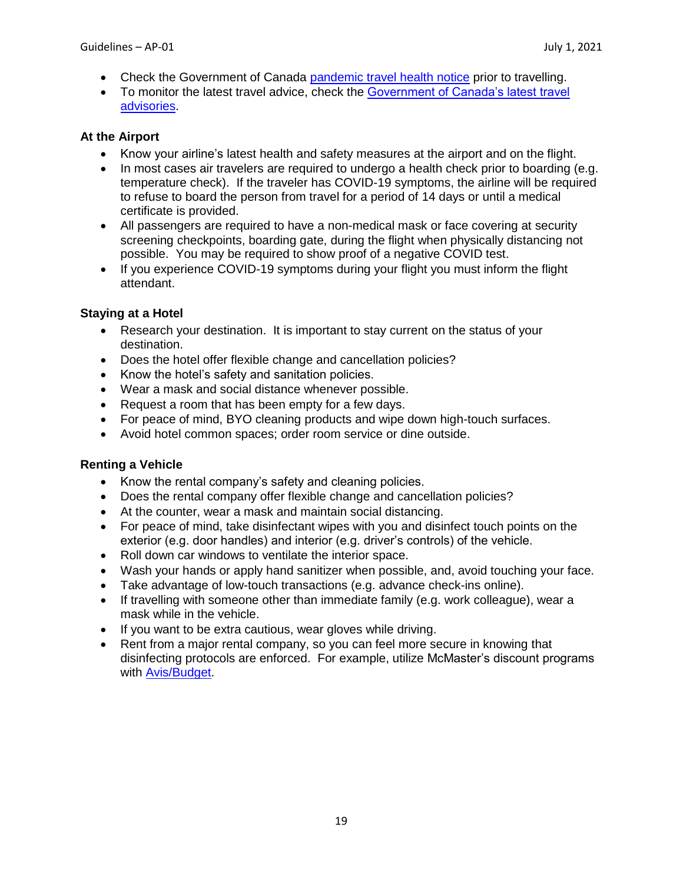- Check the Government of Canada pandemic travel health notice prior to travelling.
- To monitor the latest travel advice, check the Government of Canada's latest travel advisories.

**At the Airport**

- Know your airline's latest health and safety measures at the airport and on the flight.
- In most cases air travelers are required to undergo a health check prior to boarding (e.g. temperature check). If the traveler has COVID-19 symptoms, the airline will be required to refuse to board the person from travel for a period of 14 days or until a medical certificate is provided.
- All passengers are required to have a non-medical mask or face covering at security screening checkpoints, boarding gate, during the flight when physically distancing not possible. You may be required to show proof of a negative COVID test.
- If you experience COVID-19 symptoms during your flight you must inform the flight attendant.

**Staying at a Hotel**

- Research your destination. It is important to stay current on the status of your destination.
- Does the hotel offer flexible change and cancellation policies?
- Know the hotel's safety and sanitation policies.
- Wear a mask and social distance whenever possible.
- Request a room that has been empty for a few days.
- For peace of mind, BYO cleaning products and wipe down high-touch surfaces.
- Avoid hotel common spaces; order room service or dine outside.

**Renting a Vehicle**

- Know the rental company's safety and cleaning policies.
- Does the rental company offer flexible change and cancellation policies?
- At the counter, wear a mask and maintain social distancing.
- For peace of mind, take disinfectant wipes with you and disinfect touch points on the exterior (e.g. door handles) and interior (e.g. driver's controls) of the vehicle.
- Roll down car windows to ventilate the interior space.
- Wash your hands or apply hand sanitizer when possible, and, avoid touching your face.
- Take advantage of low-touch transactions (e.g. advance check-ins online).
- If travelling with someone other than immediate family (e.g. work colleague), wear a mask while in the vehicle.
- If you want to be extra cautious, wear gloves while driving.
- Rent from a major rental company, so you can feel more secure in knowing that disinfecting protocols are enforced. For example, utilize McMaster's discount programs with Avis/Budget.